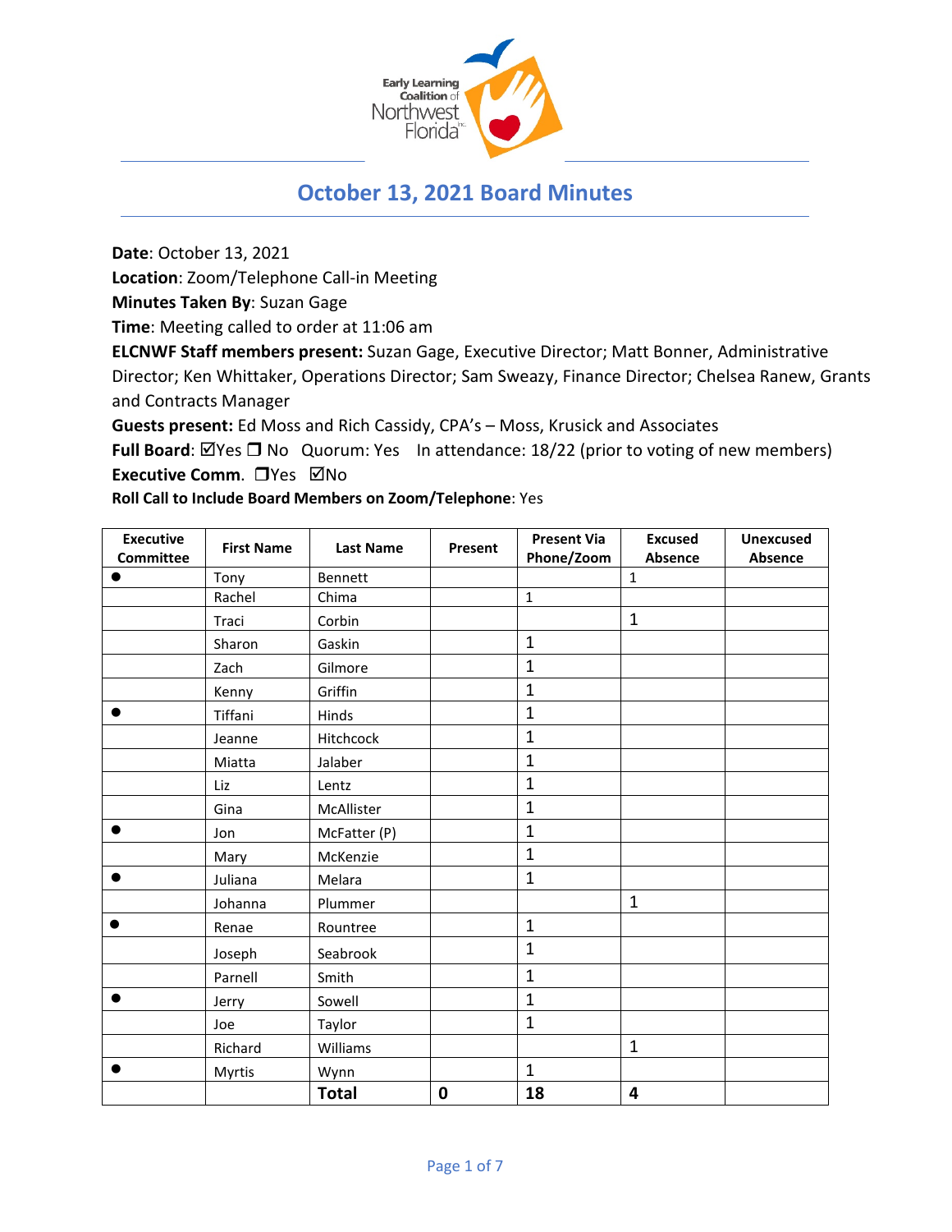# October 13, 2021 Board Minutes

**Date**: October 13, 2021
**Location**: Zoom/Telephone Call-in Meeting
**Minutes Taken By**: Suzan Gage
**Time**: Meeting called to order at 11:06 am
**ELCNWF Staff members present:** Suzan Gage, Executive Director; Matt Bonner, Administrative Director; Ken Whittaker, Operations Director; Sam Sweazy, Finance Director; Chelsea Ranew, Grants and Contracts Manager
**Guests present:** Ed Moss and Rich Cassidy, CPA's – Moss, Krusick and Associates
**Full Board**: ☑Yes ❐ No  Quorum: Yes  In attendance: 18/22 (prior to voting of new members)
**Executive Comm**. ❐Yes ☑No
**Roll Call to Include Board Members on Zoom/Telephone**: Yes

| Executive Committee | First Name | Last Name | Present | Present Via Phone/Zoom | Excused Absence | Unexcused Absence |
|---|---|---|---|---|---|---|
| ● | Tony | Bennett | | | 1 | |
| | Rachel | Chima | | 1 | | |
| | Traci | Corbin | | | 1 | |
| | Sharon | Gaskin | | 1 | | |
| | Zach | Gilmore | | 1 | | |
| | Kenny | Griffin | | 1 | | |
| ● | Tiffani | Hinds | | 1 | | |
| | Jeanne | Hitchcock | | 1 | | |
| | Miatta | Jalaber | | 1 | | |
| | Liz | Lentz | | 1 | | |
| | Gina | McAllister | | 1 | | |
| ● | Jon | McFatter (P) | | 1 | | |
| | Mary | McKenzie | | 1 | | |
| ● | Juliana | Melara | | 1 | | |
| | Johanna | Plummer | | | 1 | |
| ● | Renae | Rountree | | 1 | | |
| | Joseph | Seabrook | | 1 | | |
| | Parnell | Smith | | 1 | | |
| ● | Jerry | Sowell | | 1 | | |
| | Joe | Taylor | | 1 | | |
| | Richard | Williams | | | 1 | |
| ● | Myrtis | Wynn | | 1 | | |
| | | **Total** | **0** | **18** | **4** | |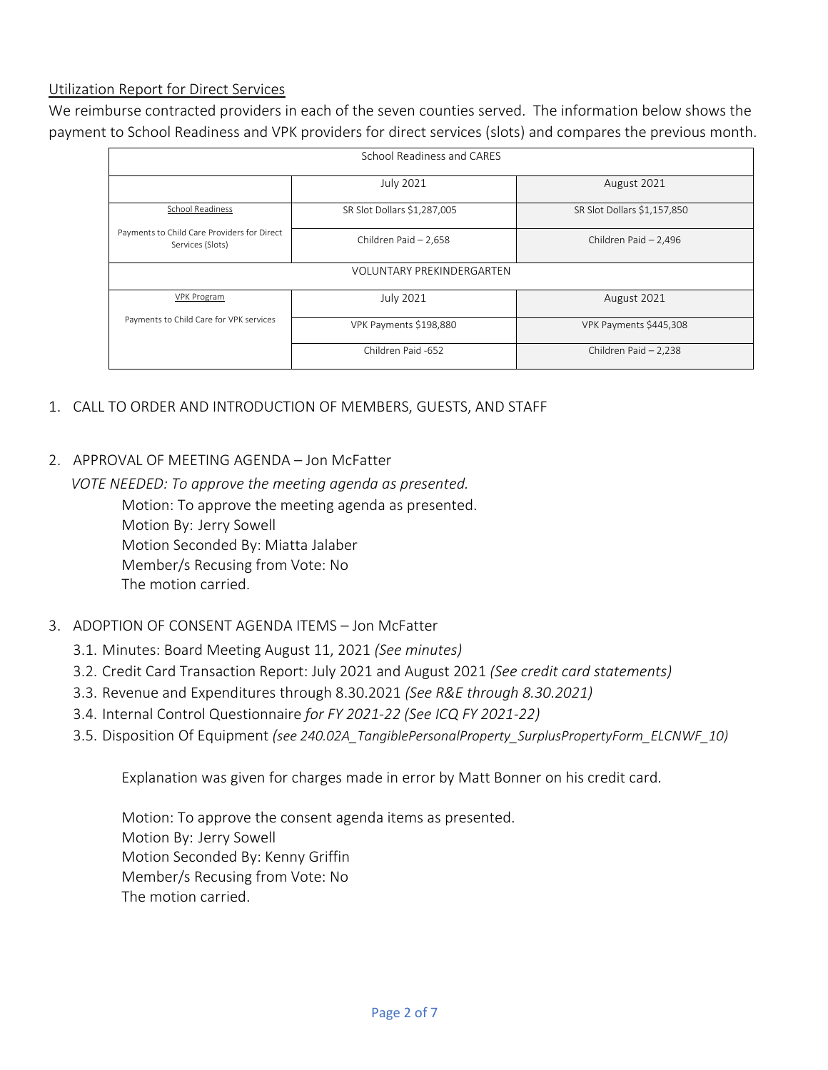Utilization Report for Direct Services

We reimburse contracted providers in each of the seven counties served. The information below shows the payment to School Readiness and VPK providers for direct services (slots) and compares the previous month.

| School Readiness and CARES | | |
|---|---|---|
| | July 2021 | August 2021 |
| School Readiness<br><br>Payments to Child Care Providers for Direct Services (Slots) | SR Slot Dollars $1,287,005 | SR Slot Dollars $1,157,850 |
| | Children Paid – 2,658 | Children Paid – 2,496 |
| VOLUNTARY PREKINDERGARTEN | | |
| VPK Program<br><br>Payments to Child Care for VPK services | July 2021 | August 2021 |
| | VPK Payments $198,880 | VPK Payments $445,308 |
| | Children Paid -652 | Children Paid – 2,238 |

1. CALL TO ORDER AND INTRODUCTION OF MEMBERS, GUESTS, AND STAFF

2. APPROVAL OF MEETING AGENDA – Jon McFatter

   *VOTE NEEDED: To approve the meeting agenda as presented.*

   Motion: To approve the meeting agenda as presented.
   Motion By: Jerry Sowell
   Motion Seconded By: Miatta Jalaber
   Member/s Recusing from Vote: No
   The motion carried.

3. ADOPTION OF CONSENT AGENDA ITEMS – Jon McFatter

   3.1. Minutes: Board Meeting August 11, 2021 *(See minutes)*
   3.2. Credit Card Transaction Report: July 2021 and August 2021 *(See credit card statements)*
   3.3. Revenue and Expenditures through 8.30.2021 *(See R&E through 8.30.2021)*
   3.4. Internal Control Questionnaire *for FY 2021-22 (See ICQ FY 2021-22)*
   3.5. Disposition Of Equipment *(see 240.02A_TangiblePersonalProperty_SurplusPropertyForm_ELCNWF_10)*

   Explanation was given for charges made in error by Matt Bonner on his credit card.

   Motion: To approve the consent agenda items as presented.
   Motion By: Jerry Sowell
   Motion Seconded By: Kenny Griffin
   Member/s Recusing from Vote: No
   The motion carried.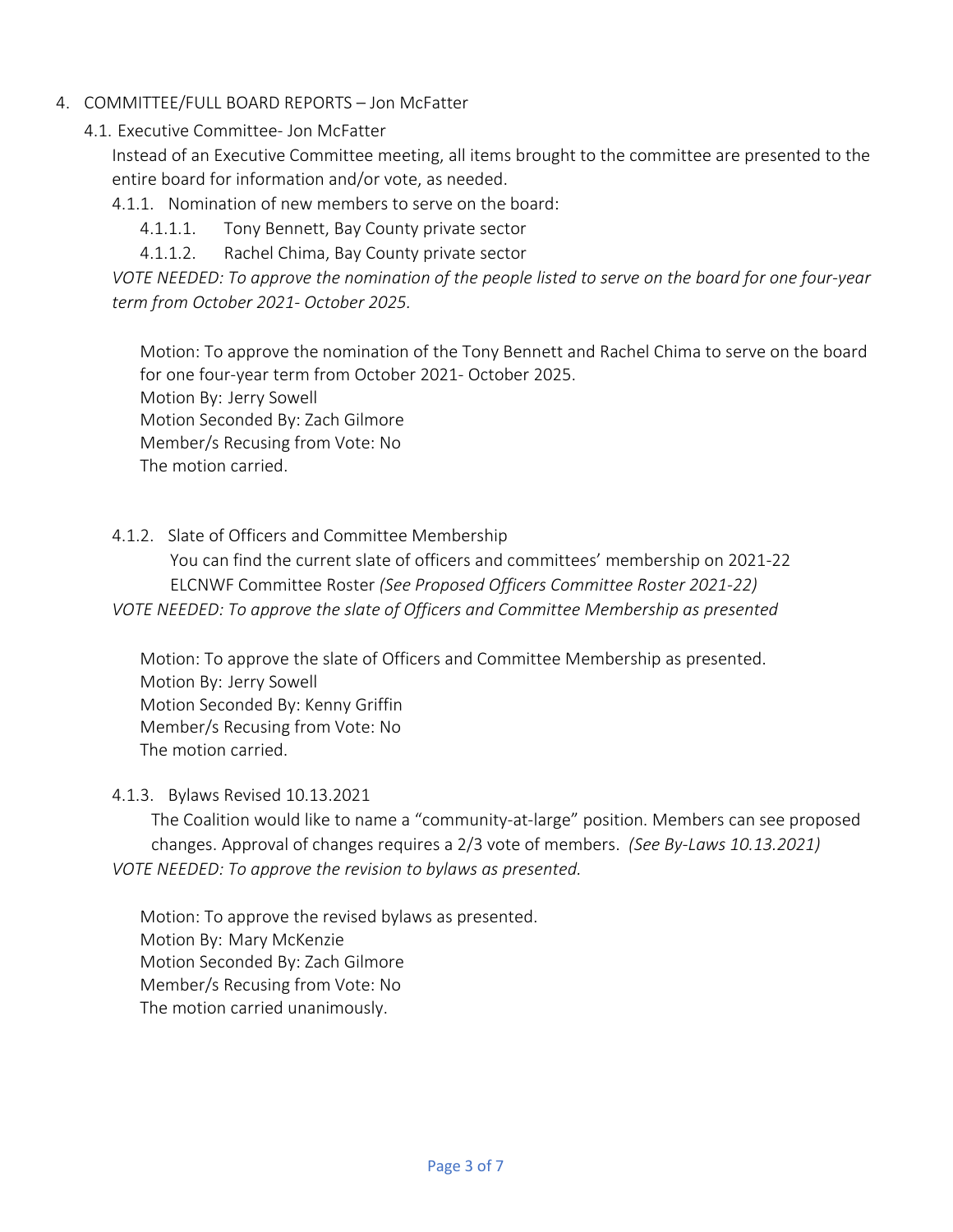4. COMMITTEE/FULL BOARD REPORTS – Jon McFatter

4.1. Executive Committee- Jon McFatter

Instead of an Executive Committee meeting, all items brought to the committee are presented to the entire board for information and/or vote, as needed.

4.1.1. Nomination of new members to serve on the board:

4.1.1.1. Tony Bennett, Bay County private sector

4.1.1.2. Rachel Chima, Bay County private sector

*VOTE NEEDED: To approve the nomination of the people listed to serve on the board for one four-year term from October 2021- October 2025.*

Motion: To approve the nomination of the Tony Bennett and Rachel Chima to serve on the board for one four-year term from October 2021- October 2025.
Motion By: Jerry Sowell
Motion Seconded By: Zach Gilmore
Member/s Recusing from Vote: No
The motion carried.

4.1.2. Slate of Officers and Committee Membership

You can find the current slate of officers and committees' membership on 2021-22 ELCNWF Committee Roster *(See Proposed Officers Committee Roster 2021-22)*

*VOTE NEEDED: To approve the slate of Officers and Committee Membership as presented*

Motion: To approve the slate of Officers and Committee Membership as presented.
Motion By: Jerry Sowell
Motion Seconded By: Kenny Griffin
Member/s Recusing from Vote: No
The motion carried.

4.1.3. Bylaws Revised 10.13.2021

The Coalition would like to name a "community-at-large" position. Members can see proposed changes. Approval of changes requires a 2/3 vote of members. *(See By-Laws 10.13.2021)*

*VOTE NEEDED: To approve the revision to bylaws as presented.*

Motion: To approve the revised bylaws as presented.
Motion By: Mary McKenzie
Motion Seconded By: Zach Gilmore
Member/s Recusing from Vote: No
The motion carried unanimously.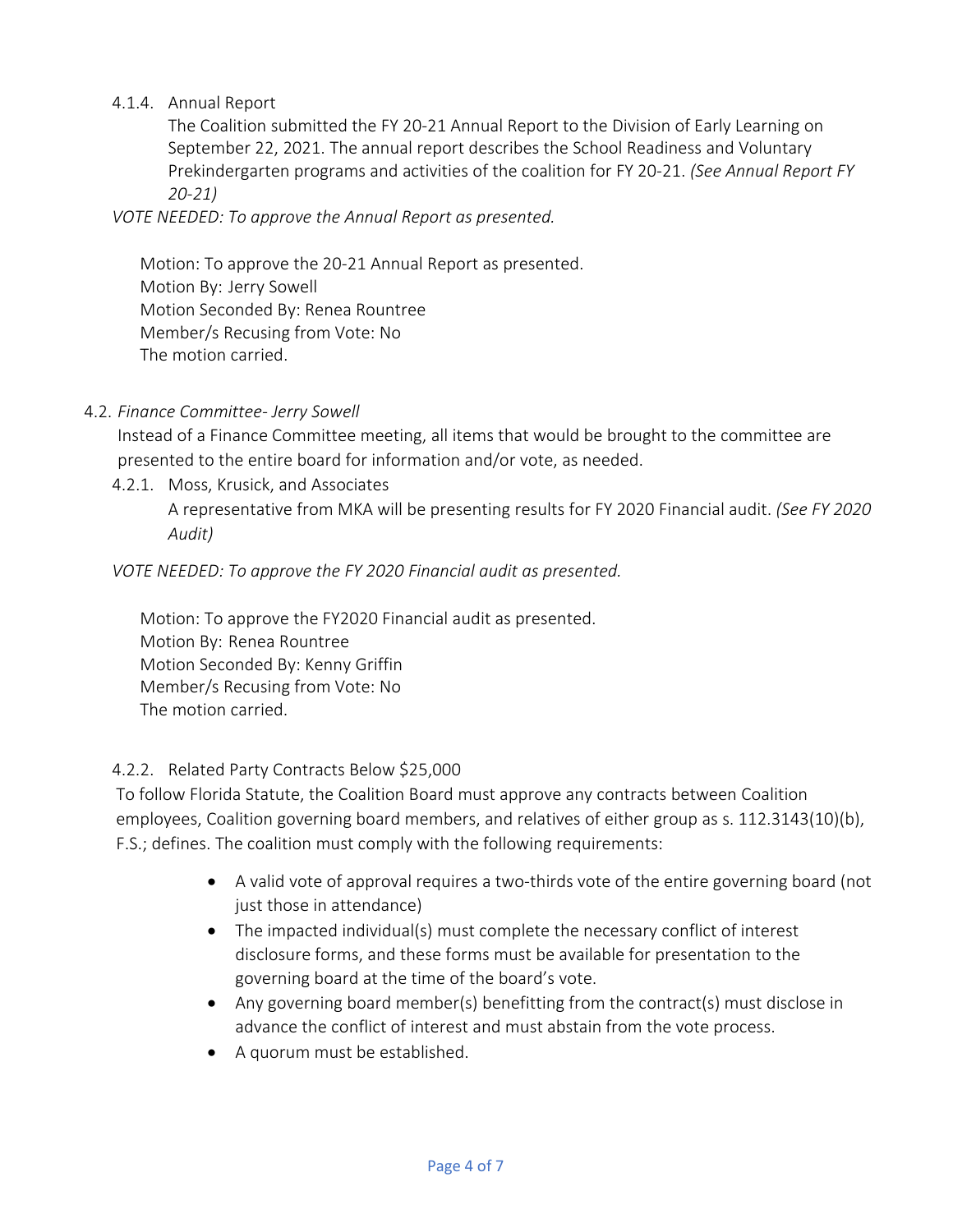4.1.4. Annual Report

The Coalition submitted the FY 20-21 Annual Report to the Division of Early Learning on September 22, 2021. The annual report describes the School Readiness and Voluntary Prekindergarten programs and activities of the coalition for FY 20-21. *(See Annual Report FY 20-21)*

*VOTE NEEDED: To approve the Annual Report as presented.*

Motion: To approve the 20-21 Annual Report as presented.
Motion By: Jerry Sowell
Motion Seconded By: Renea Rountree
Member/s Recusing from Vote: No
The motion carried.

4.2. *Finance Committee- Jerry Sowell*

Instead of a Finance Committee meeting, all items that would be brought to the committee are presented to the entire board for information and/or vote, as needed.

4.2.1. Moss, Krusick, and Associates

A representative from MKA will be presenting results for FY 2020 Financial audit. *(See FY 2020 Audit)*

*VOTE NEEDED: To approve the FY 2020 Financial audit as presented.*

Motion: To approve the FY2020 Financial audit as presented.
Motion By: Renea Rountree
Motion Seconded By: Kenny Griffin
Member/s Recusing from Vote: No
The motion carried.

4.2.2. Related Party Contracts Below $25,000

To follow Florida Statute, the Coalition Board must approve any contracts between Coalition employees, Coalition governing board members, and relatives of either group as s. 112.3143(10)(b), F.S.; defines. The coalition must comply with the following requirements:

- A valid vote of approval requires a two-thirds vote of the entire governing board (not just those in attendance)
- The impacted individual(s) must complete the necessary conflict of interest disclosure forms, and these forms must be available for presentation to the governing board at the time of the board's vote.
- Any governing board member(s) benefitting from the contract(s) must disclose in advance the conflict of interest and must abstain from the vote process.
- A quorum must be established.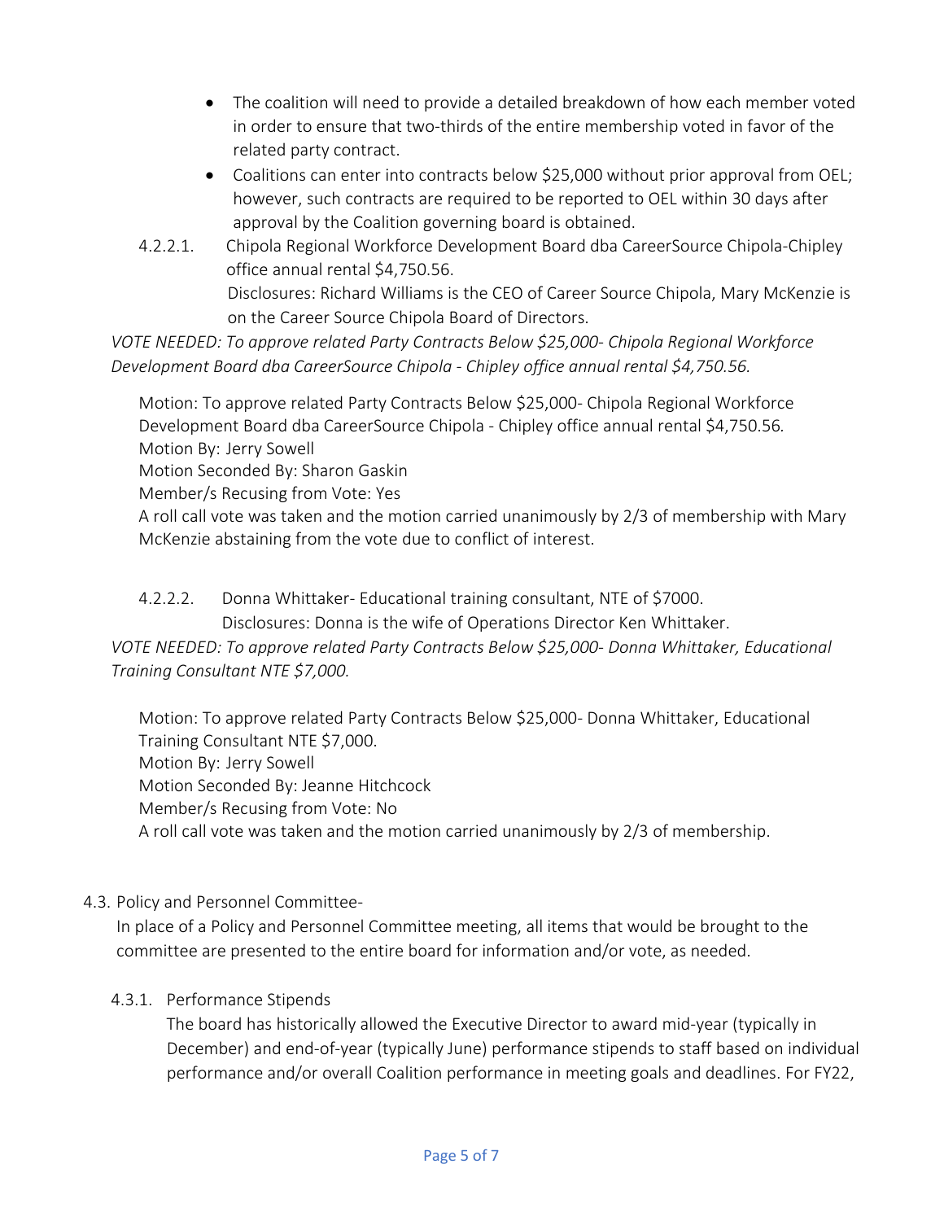- The coalition will need to provide a detailed breakdown of how each member voted in order to ensure that two-thirds of the entire membership voted in favor of the related party contract.
- Coalitions can enter into contracts below $25,000 without prior approval from OEL; however, such contracts are required to be reported to OEL within 30 days after approval by the Coalition governing board is obtained.

4.2.2.1. Chipola Regional Workforce Development Board dba CareerSource Chipola-Chipley office annual rental $4,750.56.
Disclosures: Richard Williams is the CEO of Career Source Chipola, Mary McKenzie is on the Career Source Chipola Board of Directors.

*VOTE NEEDED: To approve related Party Contracts Below $25,000- Chipola Regional Workforce Development Board dba CareerSource Chipola - Chipley office annual rental $4,750.56.*

Motion: To approve related Party Contracts Below $25,000- Chipola Regional Workforce Development Board dba CareerSource Chipola - Chipley office annual rental $4,750.56.
Motion By: Jerry Sowell
Motion Seconded By: Sharon Gaskin
Member/s Recusing from Vote: Yes
A roll call vote was taken and the motion carried unanimously by 2/3 of membership with Mary McKenzie abstaining from the vote due to conflict of interest.

4.2.2.2. Donna Whittaker- Educational training consultant, NTE of $7000.
Disclosures: Donna is the wife of Operations Director Ken Whittaker.

*VOTE NEEDED: To approve related Party Contracts Below $25,000- Donna Whittaker, Educational Training Consultant NTE $7,000.*

Motion: To approve related Party Contracts Below $25,000- Donna Whittaker, Educational Training Consultant NTE $7,000.
Motion By: Jerry Sowell
Motion Seconded By: Jeanne Hitchcock
Member/s Recusing from Vote: No
A roll call vote was taken and the motion carried unanimously by 2/3 of membership.

4.3. Policy and Personnel Committee-

In place of a Policy and Personnel Committee meeting, all items that would be brought to the committee are presented to the entire board for information and/or vote, as needed.

4.3.1. Performance Stipends

The board has historically allowed the Executive Director to award mid-year (typically in December) and end-of-year (typically June) performance stipends to staff based on individual performance and/or overall Coalition performance in meeting goals and deadlines. For FY22,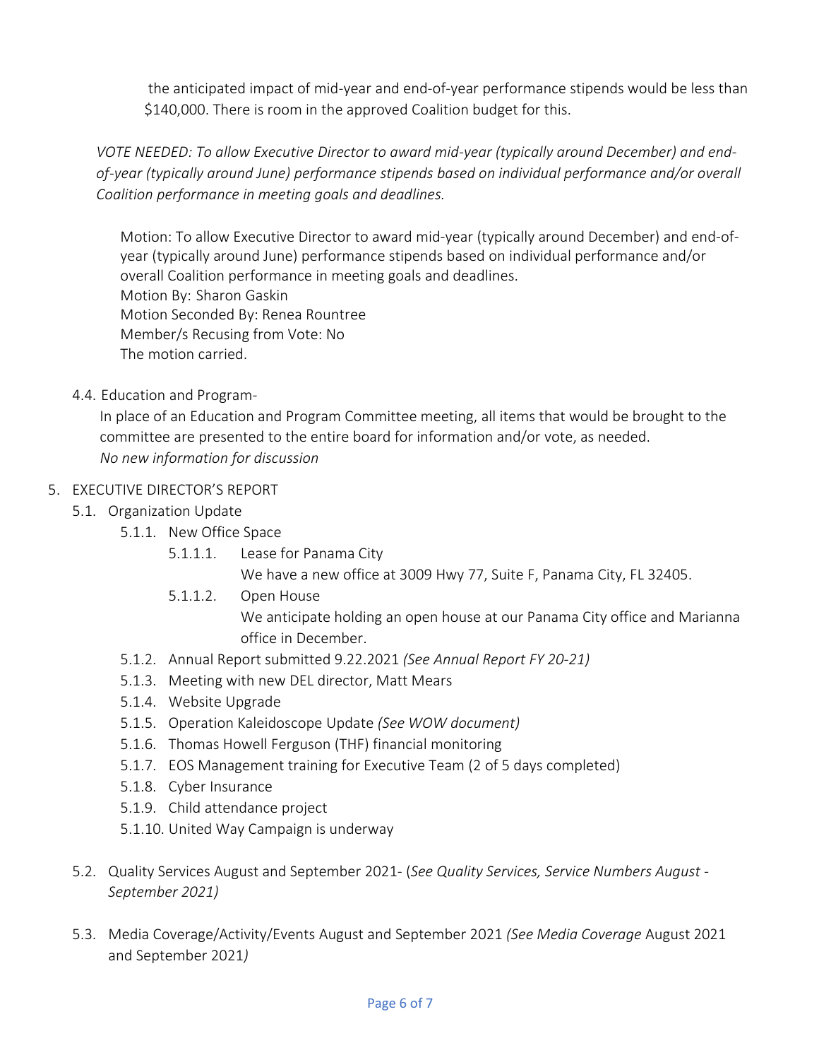the anticipated impact of mid-year and end-of-year performance stipends would be less than $140,000. There is room in the approved Coalition budget for this.

*VOTE NEEDED: To allow Executive Director to award mid-year (typically around December) and end-of-year (typically around June) performance stipends based on individual performance and/or overall Coalition performance in meeting goals and deadlines.*

Motion: To allow Executive Director to award mid-year (typically around December) and end-of-year (typically around June) performance stipends based on individual performance and/or overall Coalition performance in meeting goals and deadlines.
Motion By: Sharon Gaskin
Motion Seconded By: Renea Rountree
Member/s Recusing from Vote: No
The motion carried.

4.4. Education and Program-

In place of an Education and Program Committee meeting, all items that would be brought to the committee are presented to the entire board for information and/or vote, as needed.
*No new information for discussion*

5. EXECUTIVE DIRECTOR'S REPORT
   - 5.1. Organization Update
     - 5.1.1. New Office Space
       - 5.1.1.1. Lease for Panama City
         We have a new office at 3009 Hwy 77, Suite F, Panama City, FL 32405.
       - 5.1.1.2. Open House
         We anticipate holding an open house at our Panama City office and Marianna office in December.
     - 5.1.2. Annual Report submitted 9.22.2021 *(See Annual Report FY 20-21)*
     - 5.1.3. Meeting with new DEL director, Matt Mears
     - 5.1.4. Website Upgrade
     - 5.1.5. Operation Kaleidoscope Update *(See WOW document)*
     - 5.1.6. Thomas Howell Ferguson (THF) financial monitoring
     - 5.1.7. EOS Management training for Executive Team (2 of 5 days completed)
     - 5.1.8. Cyber Insurance
     - 5.1.9. Child attendance project
     - 5.1.10. United Way Campaign is underway
   - 5.2. Quality Services August and September 2021- (*See Quality Services, Service Numbers August - September 2021)*
   - 5.3. Media Coverage/Activity/Events August and September 2021 *(See Media Coverage* August 2021 and September 2021*)*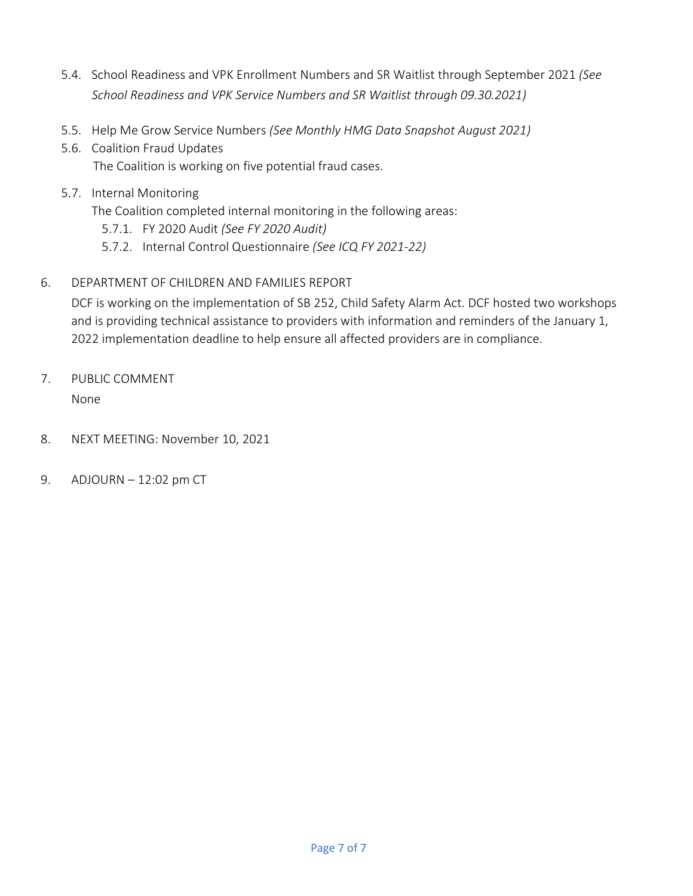5.4. School Readiness and VPK Enrollment Numbers and SR Waitlist through September 2021 *(See School Readiness and VPK Service Numbers and SR Waitlist through 09.30.2021)*

5.5. Help Me Grow Service Numbers *(See Monthly HMG Data Snapshot August 2021)*

5.6. Coalition Fraud Updates

The Coalition is working on five potential fraud cases.

5.7. Internal Monitoring

The Coalition completed internal monitoring in the following areas:

5.7.1. FY 2020 Audit *(See FY 2020 Audit)*

5.7.2. Internal Control Questionnaire *(See ICQ FY 2021-22)*

6. DEPARTMENT OF CHILDREN AND FAMILIES REPORT

DCF is working on the implementation of SB 252, Child Safety Alarm Act. DCF hosted two workshops and is providing technical assistance to providers with information and reminders of the January 1, 2022 implementation deadline to help ensure all affected providers are in compliance.

7. PUBLIC COMMENT

None

8. NEXT MEETING: November 10, 2021

9. ADJOURN – 12:02 pm CT